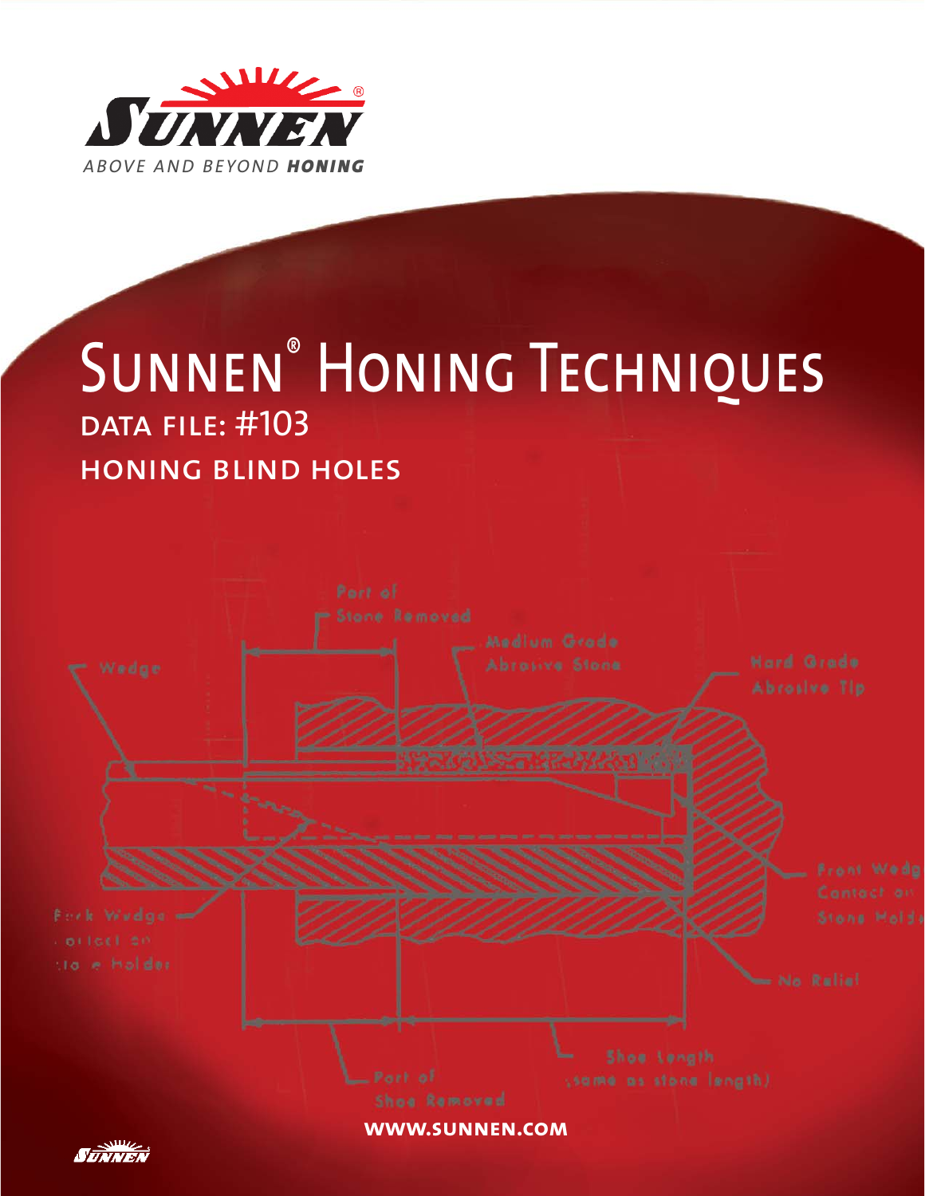SUNNEN

*ABOVE AND BEYOND* ***HONING***

# Sunnen® Honing Techniques

## DATA FILE: #103

## HONING BLIND HOLES

Part of Stone Removed

Medium Grade Abrasive Stone

Hard Grade Abrasive Tip

Wedge

Back Wedge Contact on Stone Holder

Front Wedge Contact on Stone Holder

No Relief

Shoe Length (same as stone length)

Part of Shoe Removed

**WWW.SUNNEN.COM**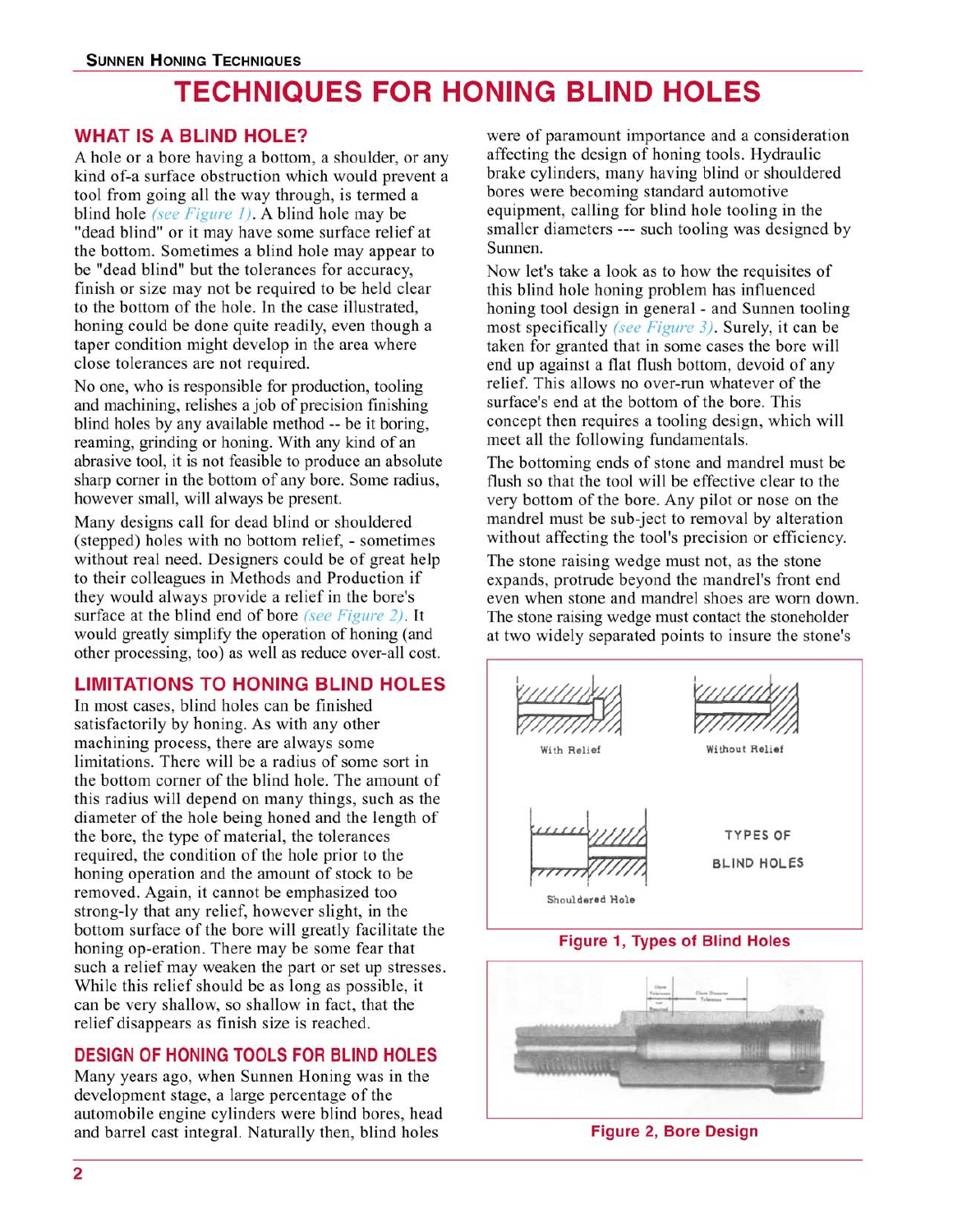# TECHNIQUES FOR HONING BLIND HOLES

## WHAT IS A BLIND HOLE?

A hole or a bore having a bottom, a shoulder, or any kind of-a surface obstruction which would prevent a tool from going all the way through, is termed a blind hole *(see Figure 1)*. A blind hole may be "dead blind" or it may have some surface relief at the bottom. Sometimes a blind hole may appear to be "dead blind" but the tolerances for accuracy, finish or size may not be required to be held clear to the bottom of the hole. In the case illustrated, honing could be done quite readily, even though a taper condition might develop in the area where close tolerances are not required.

No one, who is responsible for production, tooling and machining, relishes a job of precision finishing blind holes by any available method -- be it boring, reaming, grinding or honing. With any kind of an abrasive tool, it is not feasible to produce an absolute sharp corner in the bottom of any bore. Some radius, however small, will always be present.

Many designs call for dead blind or shouldered (stepped) holes with no bottom relief, - sometimes without real need. Designers could be of great help to their colleagues in Methods and Production if they would always provide a relief in the bore's surface at the blind end of bore *(see Figure 2)*. It would greatly simplify the operation of honing (and other processing, too) as well as reduce over-all cost.

## LIMITATIONS TO HONING BLIND HOLES

In most cases, blind holes can be finished satisfactorily by honing. As with any other machining process, there are always some limitations. There will be a radius of some sort in the bottom corner of the blind hole. The amount of this radius will depend on many things, such as the diameter of the hole being honed and the length of the bore, the type of material, the tolerances required, the condition of the hole prior to the honing operation and the amount of stock to be removed. Again, it cannot be emphasized too strong-ly that any relief, however slight, in the bottom surface of the bore will greatly facilitate the honing op-eration. There may be some fear that such a relief may weaken the part or set up stresses. While this relief should be as long as possible, it can be very shallow, so shallow in fact, that the relief disappears as finish size is reached.

## DESIGN OF HONING TOOLS FOR BLIND HOLES

Many years ago, when Sunnen Honing was in the development stage, a large percentage of the automobile engine cylinders were blind bores, head and barrel cast integral. Naturally then, blind holes were of paramount importance and a consideration affecting the design of honing tools. Hydraulic brake cylinders, many having blind or shouldered bores were becoming standard automotive equipment, calling for blind hole tooling in the smaller diameters --- such tooling was designed by Sunnen.

Now let's take a look as to how the requisites of this blind hole honing problem has influenced honing tool design in general - and Sunnen tooling most specifically *(see Figure 3)*. Surely, it can be taken for granted that in some cases the bore will end up against a flat flush bottom, devoid of any relief. This allows no over-run whatever of the surface's end at the bottom of the bore. This concept then requires a tooling design, which will meet all the following fundamentals.

The bottoming ends of stone and mandrel must be flush so that the tool will be effective clear to the very bottom of the bore. Any pilot or nose on the mandrel must be sub-ject to removal by alteration without affecting the tool's precision or efficiency.

The stone raising wedge must not, as the stone expands, protrude beyond the mandrel's front end even when stone and mandrel shoes are worn down. The stone raising wedge must contact the stoneholder at two widely separated points to insure the stone's

With Relief

Without Relief

Shouldered Hole

TYPES OF BLIND HOLES

**Figure 1, Types of Blind Holes**

**Figure 2, Bore Design**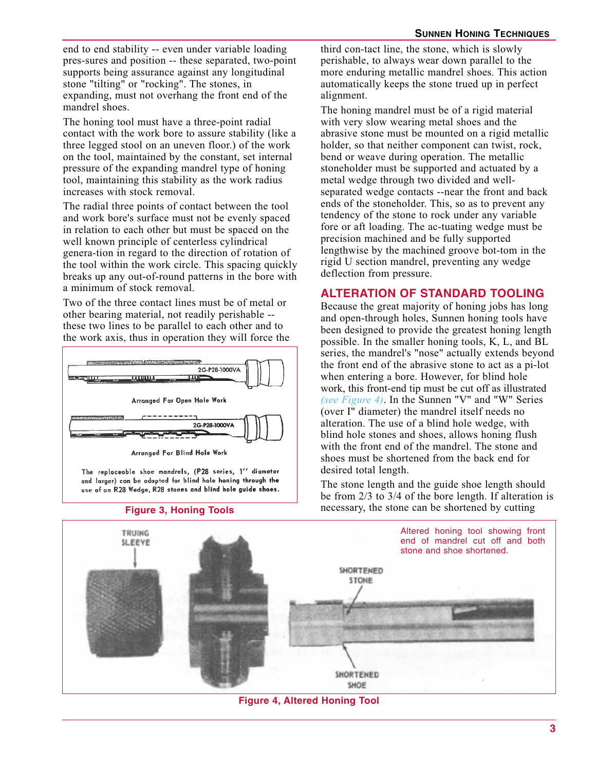end to end stability -- even under variable loading pres-sures and position -- these separated, two-point supports being assurance against any longitudinal stone "tilting" or "rocking". The stones, in expanding, must not overhang the front end of the mandrel shoes.

The honing tool must have a three-point radial contact with the work bore to assure stability (like a three legged stool on an uneven floor.) of the work on the tool, maintained by the constant, set internal pressure of the expanding mandrel type of honing tool, maintaining this stability as the work radius increases with stock removal.

The radial three points of contact between the tool and work bore's surface must not be evenly spaced in relation to each other but must be spaced on the well known principle of centerless cylindrical genera-tion in regard to the direction of rotation of the tool within the work circle. This spacing quickly breaks up any out-of-round patterns in the bore with a minimum of stock removal.

Two of the three contact lines must be of metal or other bearing material, not readily perishable -- these two lines to be parallel to each other and to the work axis, thus in operation they will force the third con-tact line, the stone, which is slowly perishable, to always wear down parallel to the more enduring metallic mandrel shoes. This action automatically keeps the stone trued up in perfect alignment.

The honing mandrel must be of a rigid material with very slow wearing metal shoes and the abrasive stone must be mounted on a rigid metallic holder, so that neither component can twist, rock, bend or weave during operation. The metallic stoneholder must be supported and actuated by a metal wedge through two divided and well-separated wedge contacts --near the front and back ends of the stoneholder. This, so as to prevent any tendency of the stone to rock under any variable fore or aft loading. The ac-tuating wedge must be precision machined and be fully supported lengthwise by the machined groove bot-tom in the rigid U section mandrel, preventing any wedge deflection from pressure.

2G-P28-1000VA

Arranged For Open Hole Work

2G-P28-1000VA

Arranged For Blind Hole Work

The replaceable shoe mandrels, (P28 series, 1'' diameter and larger) can be adapted for blind hole honing through the use of an R28 Wedge, R28 stones and blind hole guide shoes.

Figure 3, Honing Tools

## ALTERATION OF STANDARD TOOLING

Because the great majority of honing jobs has long and open-through holes, Sunnen honing tools have been designed to provide the greatest honing length possible. In the smaller honing tools, K, L, and BL series, the mandrel's "nose" actually extends beyond the front end of the abrasive stone to act as a pi-lot when entering a bore. However, for blind hole work, this front-end tip must be cut off as illustrated *(see Figure 4)*. In the Sunnen "V" and "W" Series (over I" diameter) the mandrel itself needs no alteration. The use of a blind hole wedge, with blind hole stones and shoes, allows honing flush with the front end of the mandrel. The stone and shoes must be shortened from the back end for desired total length.

The stone length and the guide shoe length should be from 2/3 to 3/4 of the bore length. If alteration is necessary, the stone can be shortened by cutting

TRUING SLEEVE

SHORTENED STONE

SHORTENED SHOE

Altered honing tool showing front end of mandrel cut off and both stone and shoe shortened.

Figure 4, Altered Honing Tool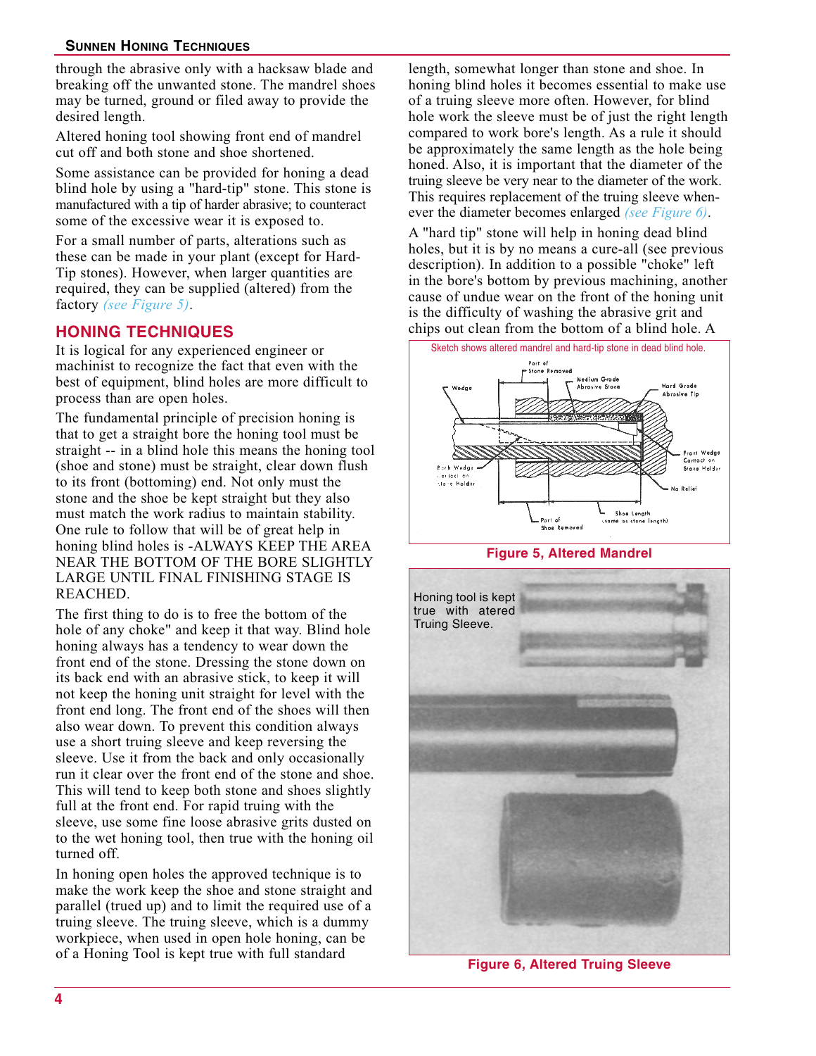through the abrasive only with a hacksaw blade and breaking off the unwanted stone. The mandrel shoes may be turned, ground or filed away to provide the desired length.

Altered honing tool showing front end of mandrel cut off and both stone and shoe shortened.

Some assistance can be provided for honing a dead blind hole by using a "hard-tip" stone. This stone is manufactured with a tip of harder abrasive; to counteract some of the excessive wear it is exposed to.

For a small number of parts, alterations such as these can be made in your plant (except for Hard-Tip stones). However, when larger quantities are required, they can be supplied (altered) from the factory *(see Figure 5)*.

## HONING TECHNIQUES

It is logical for any experienced engineer or machinist to recognize the fact that even with the best of equipment, blind holes are more difficult to process than are open holes.

The fundamental principle of precision honing is that to get a straight bore the honing tool must be straight -- in a blind hole this means the honing tool (shoe and stone) must be straight, clear down flush to its front (bottoming) end. Not only must the stone and the shoe be kept straight but they also must match the work radius to maintain stability. One rule to follow that will be of great help in honing blind holes is -ALWAYS KEEP THE AREA NEAR THE BOTTOM OF THE BORE SLIGHTLY LARGE UNTIL FINAL FINISHING STAGE IS REACHED.

The first thing to do is to free the bottom of the hole of any choke" and keep it that way. Blind hole honing always has a tendency to wear down the front end of the stone. Dressing the stone down on its back end with an abrasive stick, to keep it will not keep the honing unit straight for level with the front end long. The front end of the shoes will then also wear down. To prevent this condition always use a short truing sleeve and keep reversing the sleeve. Use it from the back and only occasionally run it clear over the front end of the stone and shoe. This will tend to keep both stone and shoes slightly full at the front end. For rapid truing with the sleeve, use some fine loose abrasive grits dusted on to the wet honing tool, then true with the honing oil turned off.

In honing open holes the approved technique is to make the work keep the shoe and stone straight and parallel (trued up) and to limit the required use of a truing sleeve. The truing sleeve, which is a dummy workpiece, when used in open hole honing, can be of a Honing Tool is kept true with full standard length, somewhat longer than stone and shoe. In honing blind holes it becomes essential to make use of a truing sleeve more often. However, for blind hole work the sleeve must be of just the right length compared to work bore's length. As a rule it should be approximately the same length as the hole being honed. Also, it is important that the diameter of the truing sleeve be very near to the diameter of the work. This requires replacement of the truing sleeve whenever the diameter becomes enlarged *(see Figure 6)*.

A "hard tip" stone will help in honing dead blind holes, but it is by no means a cure-all (see previous description). In addition to a possible "choke" left in the bore's bottom by previous machining, another cause of undue wear on the front of the honing unit is the difficulty of washing the abrasive grit and chips out clean from the bottom of a blind hole. A

Sketch shows altered mandrel and hard-tip stone in dead blind hole.

**Figure 5, Altered Mandrel**

Honing tool is kept true with atered Truing Sleeve.

**Figure 6, Altered Truing Sleeve**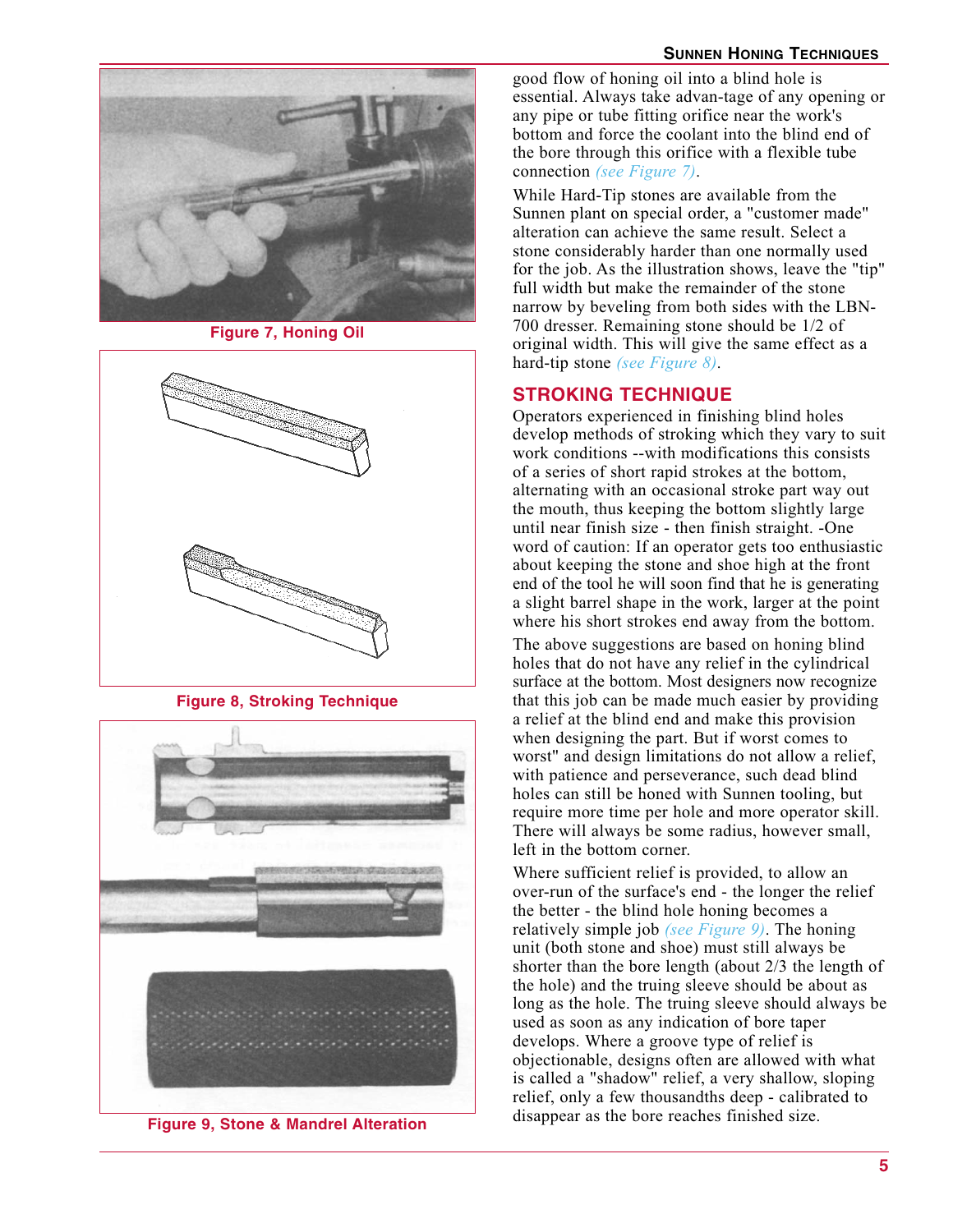Figure 7, Honing Oil

Figure 8, Stroking Technique

Figure 9, Stone & Mandrel Alteration

good flow of honing oil into a blind hole is essential. Always take advan-tage of any opening or any pipe or tube fitting orifice near the work's bottom and force the coolant into the blind end of the bore through this orifice with a flexible tube connection *(see Figure 7)*.

While Hard-Tip stones are available from the Sunnen plant on special order, a "customer made" alteration can achieve the same result. Select a stone considerably harder than one normally used for the job. As the illustration shows, leave the "tip" full width but make the remainder of the stone narrow by beveling from both sides with the LBN-700 dresser. Remaining stone should be 1/2 of original width. This will give the same effect as a hard-tip stone *(see Figure 8)*.

## STROKING TECHNIQUE

Operators experienced in finishing blind holes develop methods of stroking which they vary to suit work conditions --with modifications this consists of a series of short rapid strokes at the bottom, alternating with an occasional stroke part way out the mouth, thus keeping the bottom slightly large until near finish size - then finish straight. -One word of caution: If an operator gets too enthusiastic about keeping the stone and shoe high at the front end of the tool he will soon find that he is generating a slight barrel shape in the work, larger at the point where his short strokes end away from the bottom.

The above suggestions are based on honing blind holes that do not have any relief in the cylindrical surface at the bottom. Most designers now recognize that this job can be made much easier by providing a relief at the blind end and make this provision when designing the part. But if worst comes to worst" and design limitations do not allow a relief, with patience and perseverance, such dead blind holes can still be honed with Sunnen tooling, but require more time per hole and more operator skill. There will always be some radius, however small, left in the bottom corner.

Where sufficient relief is provided, to allow an over-run of the surface's end - the longer the relief the better - the blind hole honing becomes a relatively simple job *(see Figure 9)*. The honing unit (both stone and shoe) must still always be shorter than the bore length (about 2/3 the length of the hole) and the truing sleeve should be about as long as the hole. The truing sleeve should always be used as soon as any indication of bore taper develops. Where a groove type of relief is objectionable, designs often are allowed with what is called a "shadow" relief, a very shallow, sloping relief, only a few thousandths deep - calibrated to disappear as the bore reaches finished size.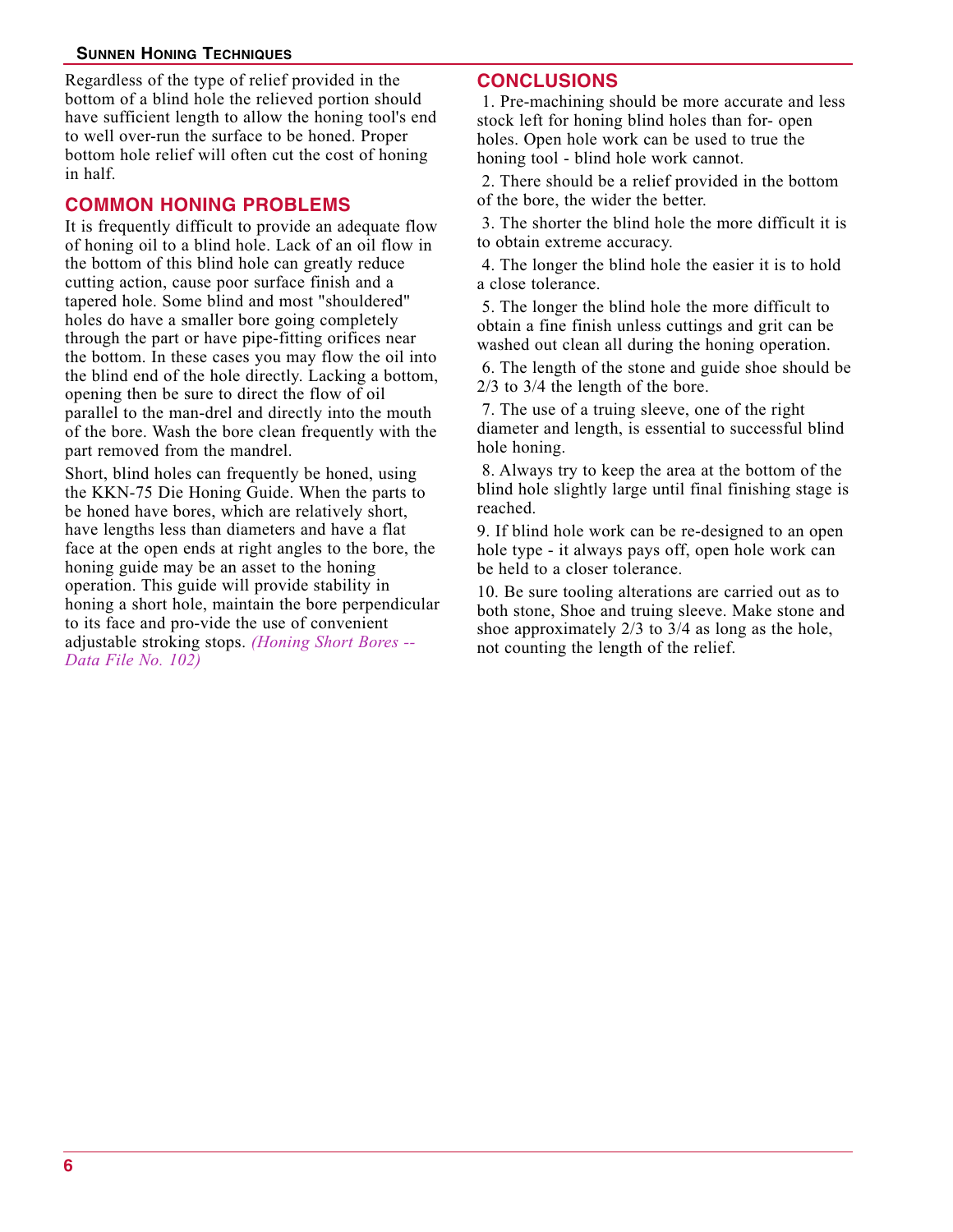Regardless of the type of relief provided in the bottom of a blind hole the relieved portion should have sufficient length to allow the honing tool's end to well over-run the surface to be honed. Proper bottom hole relief will often cut the cost of honing in half.

## COMMON HONING PROBLEMS

It is frequently difficult to provide an adequate flow of honing oil to a blind hole. Lack of an oil flow in the bottom of this blind hole can greatly reduce cutting action, cause poor surface finish and a tapered hole. Some blind and most "shouldered" holes do have a smaller bore going completely through the part or have pipe-fitting orifices near the bottom. In these cases you may flow the oil into the blind end of the hole directly. Lacking a bottom, opening then be sure to direct the flow of oil parallel to the man-drel and directly into the mouth of the bore. Wash the bore clean frequently with the part removed from the mandrel.

Short, blind holes can frequently be honed, using the KKN-75 Die Honing Guide. When the parts to be honed have bores, which are relatively short, have lengths less than diameters and have a flat face at the open ends at right angles to the bore, the honing guide may be an asset to the honing operation. This guide will provide stability in honing a short hole, maintain the bore perpendicular to its face and pro-vide the use of convenient adjustable stroking stops. *(Honing Short Bores -- Data File No. 102)*

## CONCLUSIONS

1. Pre-machining should be more accurate and less stock left for honing blind holes than for- open holes. Open hole work can be used to true the honing tool - blind hole work cannot.

2. There should be a relief provided in the bottom of the bore, the wider the better.

3. The shorter the blind hole the more difficult it is to obtain extreme accuracy.

4. The longer the blind hole the easier it is to hold a close tolerance.

5. The longer the blind hole the more difficult to obtain a fine finish unless cuttings and grit can be washed out clean all during the honing operation.

6. The length of the stone and guide shoe should be 2/3 to 3/4 the length of the bore.

7. The use of a truing sleeve, one of the right diameter and length, is essential to successful blind hole honing.

8. Always try to keep the area at the bottom of the blind hole slightly large until final finishing stage is reached.

9. If blind hole work can be re-designed to an open hole type - it always pays off, open hole work can be held to a closer tolerance.

10. Be sure tooling alterations are carried out as to both stone, Shoe and truing sleeve. Make stone and shoe approximately 2/3 to 3/4 as long as the hole, not counting the length of the relief.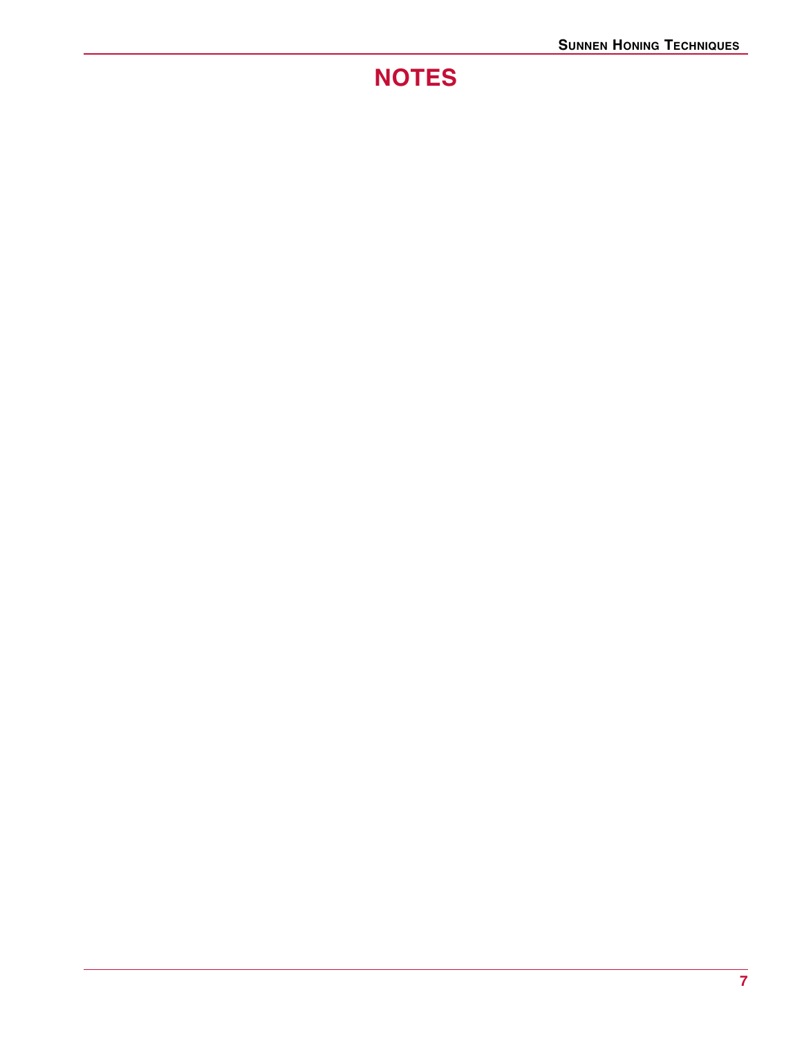# NOTES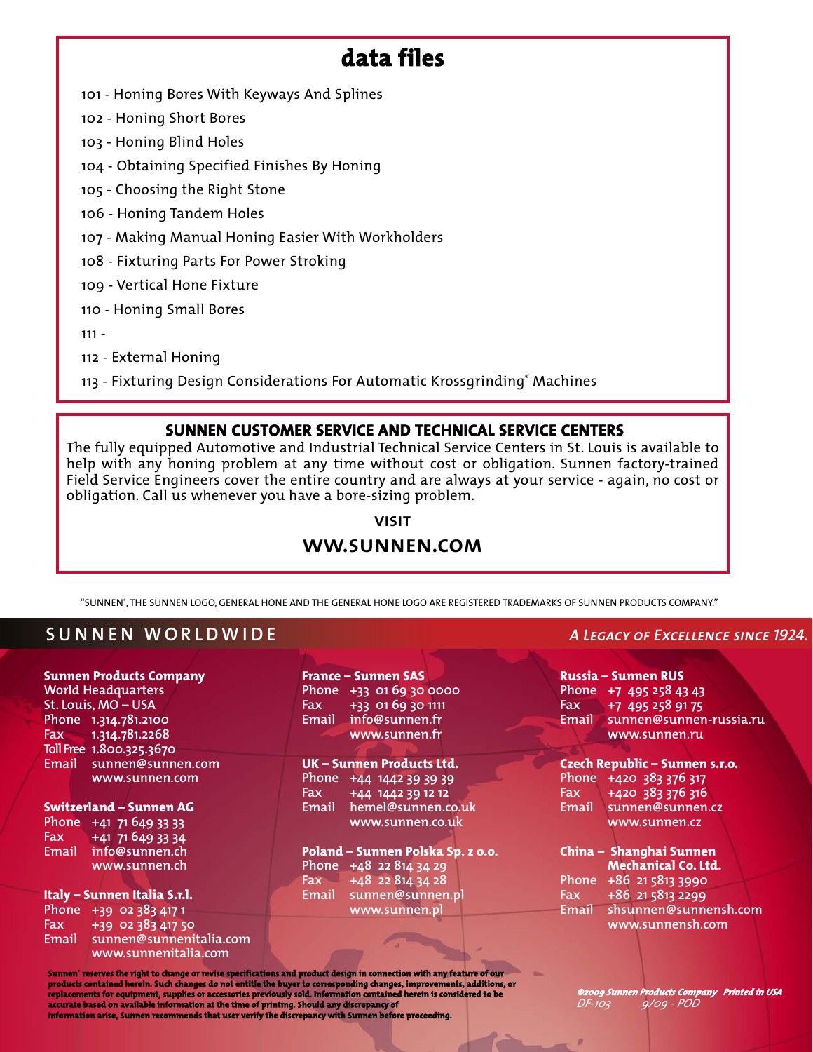# data files

101 - Honing Bores With Keyways And Splines

102 - Honing Short Bores

103 - Honing Blind Holes

104 - Obtaining Specified Finishes By Honing

105 - Choosing the Right Stone

106 - Honing Tandem Holes

107 - Making Manual Honing Easier With Workholders

108 - Fixturing Parts For Power Stroking

109 - Vertical Hone Fixture

110 - Honing Small Bores

111 -

112 - External Honing

113 - Fixturing Design Considerations For Automatic Krossgrinding® Machines

## SUNNEN CUSTOMER SERVICE AND TECHNICAL SERVICE CENTERS

The fully equipped Automotive and Industrial Technical Service Centers in St. Louis is available to help with any honing problem at any time without cost or obligation. Sunnen factory-trained Field Service Engineers cover the entire country and are always at your service - again, no cost or obligation. Call us whenever you have a bore-sizing problem.

**VISIT**

**WW.SUNNEN.COM**

"SUNNEN®, THE SUNNEN LOGO, GENERAL HONE AND THE GENERAL HONE LOGO ARE REGISTERED TRADEMARKS OF SUNNEN PRODUCTS COMPANY."

## SUNNEN WORLDWIDE

*A Legacy of Excellence since 1924.*

**Sunnen Products Company**
World Headquarters
St. Louis, MO – USA
Phone 1.314.781.2100
Fax 1.314.781.2268
Toll Free 1.800.325.3670
Email sunnen@sunnen.com
www.sunnen.com

**Switzerland – Sunnen AG**
Phone +41 71 649 33 33
Fax +41 71 649 33 34
Email info@sunnen.ch
www.sunnen.ch

**Italy – Sunnen Italia S.r.l.**
Phone +39 02 383 417 1
Fax +39 02 383 417 50
Email sunnen@sunnenitalia.com
www.sunnenitalia.com

**France – Sunnen SAS**
Phone +33 01 69 30 0000
Fax +33 01 69 30 1111
Email info@sunnen.fr
www.sunnen.fr

**UK – Sunnen Products Ltd.**
Phone +44 1442 39 39 39
Fax +44 1442 39 12 12
Email hemel@sunnen.co.uk
www.sunnen.co.uk

**Poland – Sunnen Polska Sp. z o.o.**
Phone +48 22 814 34 29
Fax +48 22 814 34 28
Email sunnen@sunnen.pl
www.sunnen.pl

**Russia – Sunnen RUS**
Phone +7 495 258 43 43
Fax +7 495 258 91 75
Email sunnen@sunnen-russia.ru
www.sunnen.ru

**Czech Republic – Sunnen s.r.o.**
Phone +420 383 376 317
Fax +420 383 376 316
Email sunnen@sunnen.cz
www.sunnen.cz

**China – Shanghai Sunnen Mechanical Co. Ltd.**
Phone +86 21 5813 3990
Fax +86 21 5813 2299
Email shsunnen@sunnensh.com
www.sunnensh.com

**Sunnen® reserves the right to change or revise specifications and product design in connection with any feature of our products contained herein. Such changes do not entitle the buyer to corresponding changes, improvements, additions, or replacements for equipment, supplies or accessories previously sold. Information contained herein is considered to be accurate based on available information at the time of printing. Should any discrepancy of information arise, Sunnen recommends that user verify the discrepancy with Sunnen before proceeding.**

*©2009 Sunnen Products Company Printed in USA*
*DF-103 9/09 - POD*